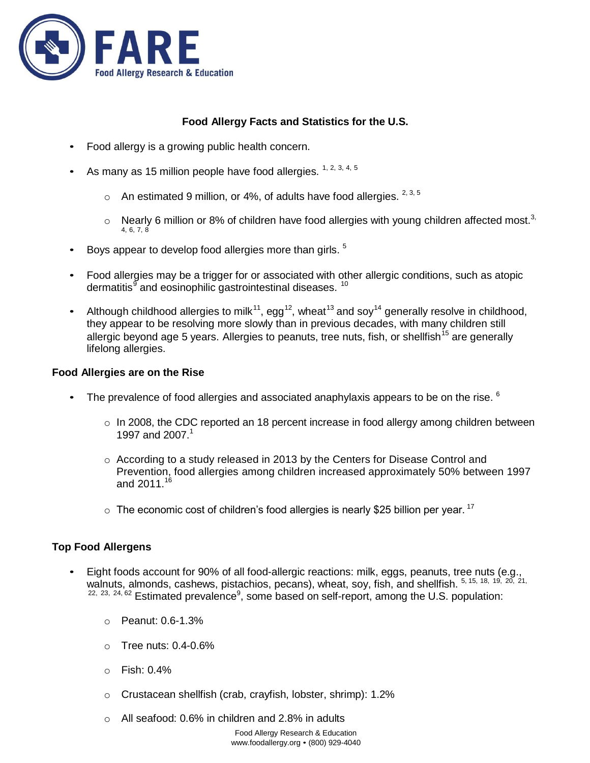FARE
Food Allergy Research & Education

# Food Allergy Facts and Statistics for the U.S.

- Food allergy is a growing public health concern.
- As many as 15 million people have food allergies. [1, 2, 3, 4, 5]
  - An estimated 9 million, or 4%, of adults have food allergies. [2, 3, 5]
  - Nearly 6 million or 8% of children have food allergies with young children affected most.[3, 4, 6, 7, 8]
- Boys appear to develop food allergies more than girls. [5]
- Food allergies may be a trigger for or associated with other allergic conditions, such as atopic dermatitis[9] and eosinophilic gastrointestinal diseases. [10]
- Although childhood allergies to milk[11], egg[12], wheat[13] and soy[14] generally resolve in childhood, they appear to be resolving more slowly than in previous decades, with many children still allergic beyond age 5 years. Allergies to peanuts, tree nuts, fish, or shellfish[15] are generally lifelong allergies.

## Food Allergies are on the Rise

- The prevalence of food allergies and associated anaphylaxis appears to be on the rise. [6]
  - In 2008, the CDC reported an 18 percent increase in food allergy among children between 1997 and 2007.[1]
  - According to a study released in 2013 by the Centers for Disease Control and Prevention, food allergies among children increased approximately 50% between 1997 and 2011.[16]
  - The economic cost of children's food allergies is nearly $25 billion per year. [17]

## Top Food Allergens

- Eight foods account for 90% of all food-allergic reactions: milk, eggs, peanuts, tree nuts (e.g., walnuts, almonds, cashews, pistachios, pecans), wheat, soy, fish, and shellfish. [5, 15, 18, 19, 20, 21, 22, 23, 24, 62] Estimated prevalence[9], some based on self-report, among the U.S. population:
  - Peanut: 0.6-1.3%
  - Tree nuts: 0.4-0.6%
  - Fish: 0.4%
  - Crustacean shellfish (crab, crayfish, lobster, shrimp): 1.2%
  - All seafood: 0.6% in children and 2.8% in adults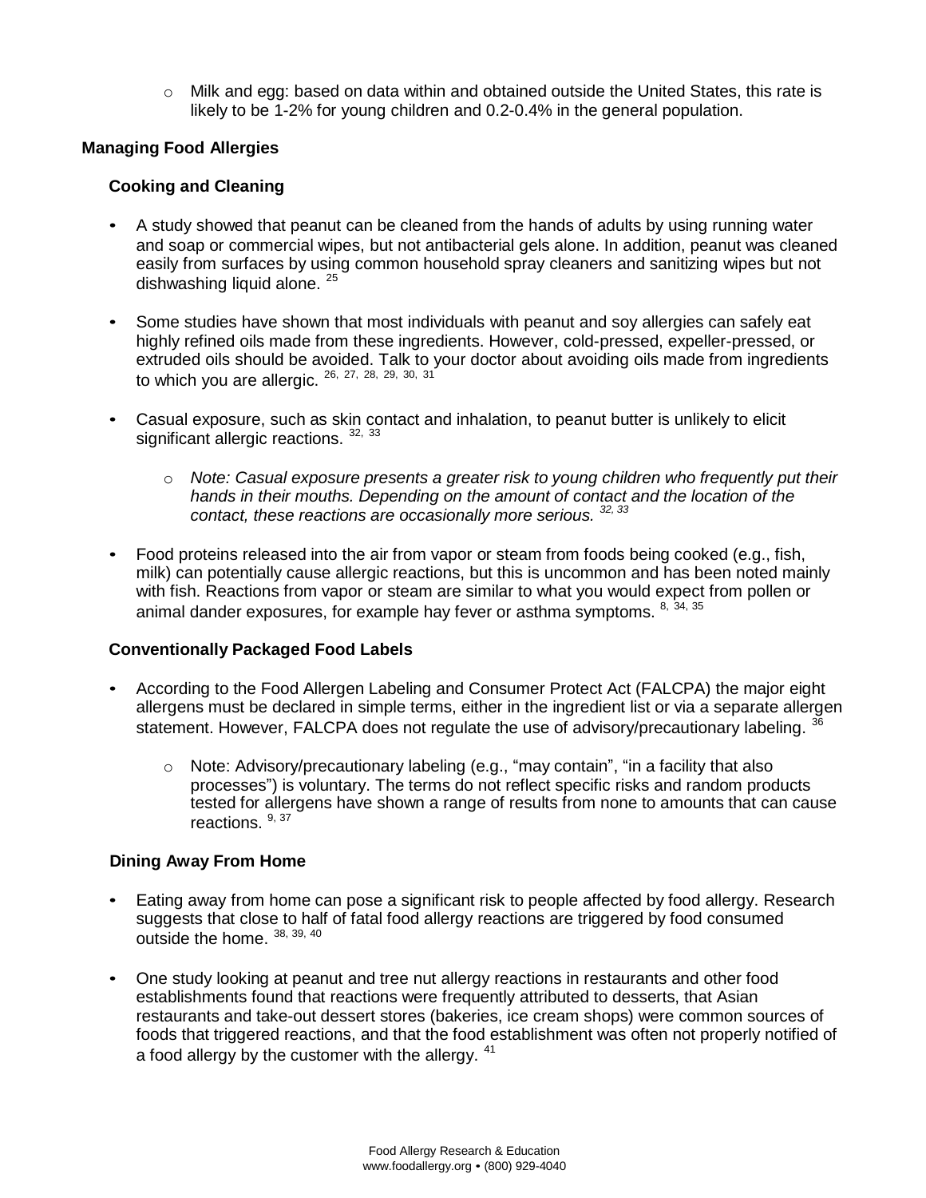- Milk and egg: based on data within and obtained outside the United States, this rate is likely to be 1-2% for young children and 0.2-0.4% in the general population.

## Managing Food Allergies

### Cooking and Cleaning

- A study showed that peanut can be cleaned from the hands of adults by using running water and soap or commercial wipes, but not antibacterial gels alone. In addition, peanut was cleaned easily from surfaces by using common household spray cleaners and sanitizing wipes but not dishwashing liquid alone. [25]

- Some studies have shown that most individuals with peanut and soy allergies can safely eat highly refined oils made from these ingredients. However, cold-pressed, expeller-pressed, or extruded oils should be avoided. Talk to your doctor about avoiding oils made from ingredients to which you are allergic. [26, 27, 28, 29, 30, 31]

- Casual exposure, such as skin contact and inhalation, to peanut butter is unlikely to elicit significant allergic reactions. [32, 33]

  - *Note: Casual exposure presents a greater risk to young children who frequently put their hands in their mouths. Depending on the amount of contact and the location of the contact, these reactions are occasionally more serious.* [32, 33]

- Food proteins released into the air from vapor or steam from foods being cooked (e.g., fish, milk) can potentially cause allergic reactions, but this is uncommon and has been noted mainly with fish. Reactions from vapor or steam are similar to what you would expect from pollen or animal dander exposures, for example hay fever or asthma symptoms. [8, 34, 35]

### Conventionally Packaged Food Labels

- According to the Food Allergen Labeling and Consumer Protect Act (FALCPA) the major eight allergens must be declared in simple terms, either in the ingredient list or via a separate allergen statement. However, FALCPA does not regulate the use of advisory/precautionary labeling. [36]

  - Note: Advisory/precautionary labeling (e.g., "may contain", "in a facility that also processes") is voluntary. The terms do not reflect specific risks and random products tested for allergens have shown a range of results from none to amounts that can cause reactions. [9, 37]

### Dining Away From Home

- Eating away from home can pose a significant risk to people affected by food allergy. Research suggests that close to half of fatal food allergy reactions are triggered by food consumed outside the home. [38, 39, 40]

- One study looking at peanut and tree nut allergy reactions in restaurants and other food establishments found that reactions were frequently attributed to desserts, that Asian restaurants and take-out dessert stores (bakeries, ice cream shops) were common sources of foods that triggered reactions, and that the food establishment was often not properly notified of a food allergy by the customer with the allergy. [41]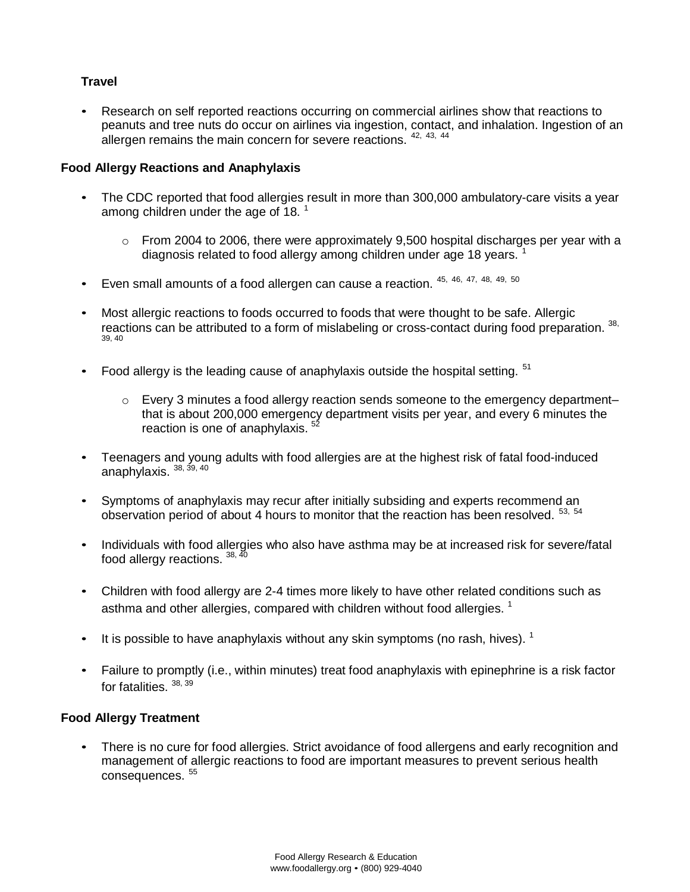### Travel

- Research on self reported reactions occurring on commercial airlines show that reactions to peanuts and tree nuts do occur on airlines via ingestion, contact, and inhalation. Ingestion of an allergen remains the main concern for severe reactions. [42, 43, 44]

### Food Allergy Reactions and Anaphylaxis

- The CDC reported that food allergies result in more than 300,000 ambulatory-care visits a year among children under the age of 18. [1]
  - From 2004 to 2006, there were approximately 9,500 hospital discharges per year with a diagnosis related to food allergy among children under age 18 years. [1]
- Even small amounts of a food allergen can cause a reaction. [45, 46, 47, 48, 49, 50]
- Most allergic reactions to foods occurred to foods that were thought to be safe. Allergic reactions can be attributed to a form of mislabeling or cross-contact during food preparation. [38, 39, 40]
- Food allergy is the leading cause of anaphylaxis outside the hospital setting. [51]
  - Every 3 minutes a food allergy reaction sends someone to the emergency department– that is about 200,000 emergency department visits per year, and every 6 minutes the reaction is one of anaphylaxis. [52]
- Teenagers and young adults with food allergies are at the highest risk of fatal food-induced anaphylaxis. [38, 39, 40]
- Symptoms of anaphylaxis may recur after initially subsiding and experts recommend an observation period of about 4 hours to monitor that the reaction has been resolved. [53, 54]
- Individuals with food allergies who also have asthma may be at increased risk for severe/fatal food allergy reactions. [38, 40]
- Children with food allergy are 2-4 times more likely to have other related conditions such as asthma and other allergies, compared with children without food allergies. [1]
- It is possible to have anaphylaxis without any skin symptoms (no rash, hives). [1]
- Failure to promptly (i.e., within minutes) treat food anaphylaxis with epinephrine is a risk factor for fatalities. [38, 39]

### Food Allergy Treatment

- There is no cure for food allergies. Strict avoidance of food allergens and early recognition and management of allergic reactions to food are important measures to prevent serious health consequences. [55]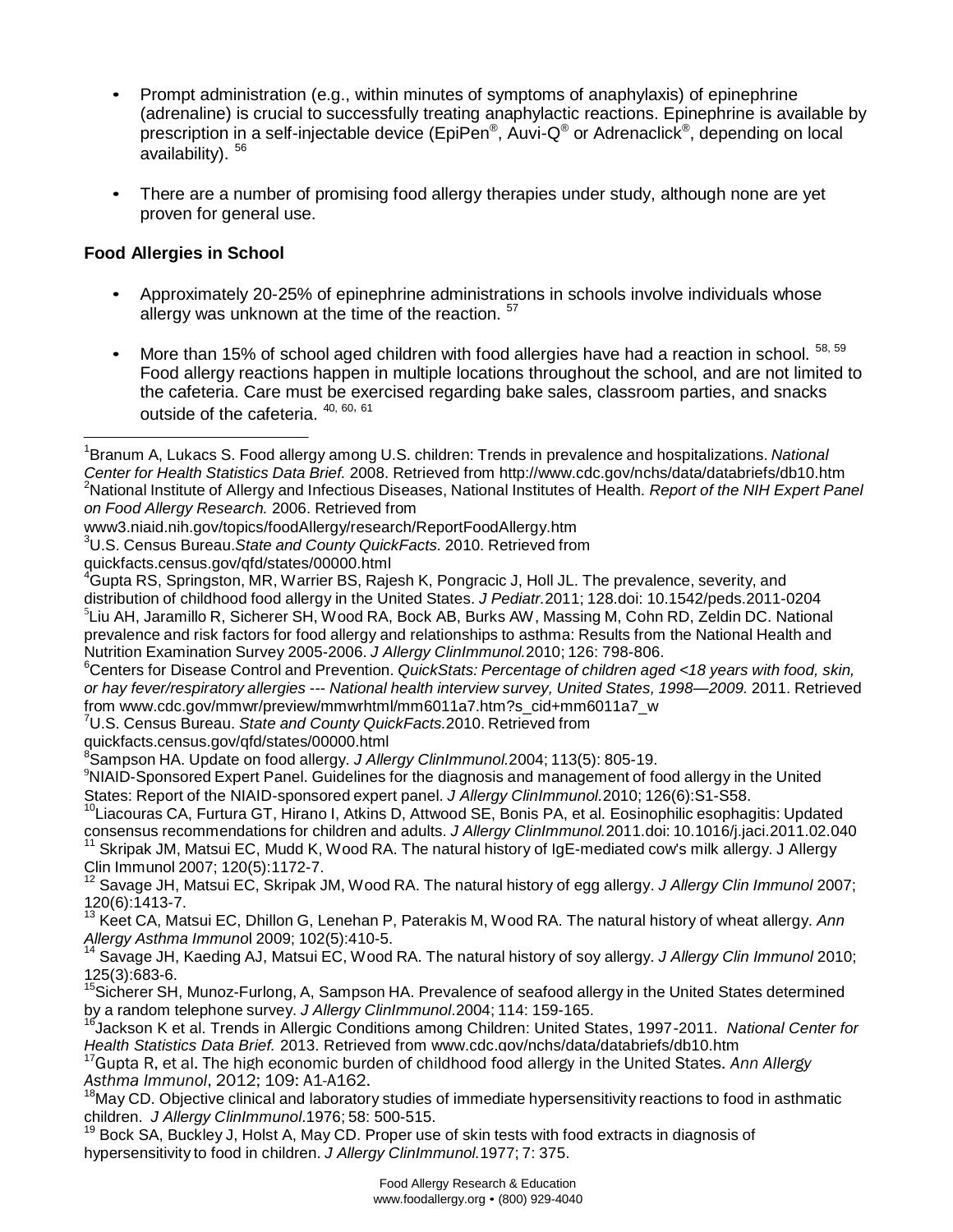- Prompt administration (e.g., within minutes of symptoms of anaphylaxis) of epinephrine (adrenaline) is crucial to successfully treating anaphylactic reactions. Epinephrine is available by prescription in a self-injectable device (EpiPen®, Auvi-Q® or Adrenaclick®, depending on local availability). [56]

- There are a number of promising food allergy therapies under study, although none are yet proven for general use.

**Food Allergies in School**

- Approximately 20-25% of epinephrine administrations in schools involve individuals whose allergy was unknown at the time of the reaction. [57]

- More than 15% of school aged children with food allergies have had a reaction in school. [58, 59] Food allergy reactions happen in multiple locations throughout the school, and are not limited to the cafeteria. Care must be exercised regarding bake sales, classroom parties, and snacks outside of the cafeteria. [40, 60, 61]

---

[1]Branum A, Lukacs S. Food allergy among U.S. children: Trends in prevalence and hospitalizations. *National Center for Health Statistics Data Brief.* 2008. Retrieved from http://www.cdc.gov/nchs/data/databriefs/db10.htm
[2]National Institute of Allergy and Infectious Diseases, National Institutes of Health. *Report of the NIH Expert Panel on Food Allergy Research.* 2006. Retrieved from www3.niaid.nih.gov/topics/foodAllergy/research/ReportFoodAllergy.htm
[3]U.S. Census Bureau.*State and County QuickFacts.* 2010. Retrieved from quickfacts.census.gov/qfd/states/00000.html
[4]Gupta RS, Springston, MR, Warrier BS, Rajesh K, Pongracic J, Holl JL. The prevalence, severity, and distribution of childhood food allergy in the United States. *J Pediatr.*2011; 128.doi: 10.1542/peds.2011-0204
[5]Liu AH, Jaramillo R, Sicherer SH, Wood RA, Bock AB, Burks AW, Massing M, Cohn RD, Zeldin DC. National prevalence and risk factors for food allergy and relationships to asthma: Results from the National Health and Nutrition Examination Survey 2005-2006. *J Allergy ClinImmunol.*2010; 126: 798-806.
[6]Centers for Disease Control and Prevention. *QuickStats: Percentage of children aged <18 years with food, skin, or hay fever/respiratory allergies --- National health interview survey, United States, 1998—2009.* 2011. Retrieved from www.cdc.gov/mmwr/preview/mmwrhtml/mm6011a7.htm?s_cid+mm6011a7_w
[7]U.S. Census Bureau. *State and County QuickFacts.*2010. Retrieved from quickfacts.census.gov/qfd/states/00000.html
[8]Sampson HA. Update on food allergy. *J Allergy ClinImmunol.*2004; 113(5): 805-19.
[9]NIAID-Sponsored Expert Panel. Guidelines for the diagnosis and management of food allergy in the United States: Report of the NIAID-sponsored expert panel. *J Allergy ClinImmunol.*2010; 126(6):S1-S58.
[10]Liacouras CA, Furtura GT, Hirano I, Atkins D, Attwood SE, Bonis PA, et al. Eosinophilic esophagitis: Updated consensus recommendations for children and adults. *J Allergy ClinImmunol.*2011.doi: 10.1016/j.jaci.2011.02.040
[11] Skripak JM, Matsui EC, Mudd K, Wood RA. The natural history of IgE-mediated cow's milk allergy. J Allergy Clin Immunol 2007; 120(5):1172-7.
[12] Savage JH, Matsui EC, Skripak JM, Wood RA. The natural history of egg allergy. *J Allergy Clin Immunol* 2007; 120(6):1413-7.
[13] Keet CA, Matsui EC, Dhillon G, Lenehan P, Paterakis M, Wood RA. The natural history of wheat allergy. *Ann Allergy Asthma Immuno*l 2009; 102(5):410-5.
[14] Savage JH, Kaeding AJ, Matsui EC, Wood RA. The natural history of soy allergy. *J Allergy Clin Immunol* 2010; 125(3):683-6.
[15]Sicherer SH, Munoz-Furlong, A, Sampson HA. Prevalence of seafood allergy in the United States determined by a random telephone survey. *J Allergy ClinImmunol*.2004; 114: 159-165.
[16]Jackson K et al. Trends in Allergic Conditions among Children: United States, 1997-2011. *National Center for Health Statistics Data Brief.* 2013. Retrieved from www.cdc.gov/nchs/data/databriefs/db10.htm
[17]Gupta R, et al. The high economic burden of childhood food allergy in the United States. *Ann Allergy Asthma Immunol*, 2012; 109: A1-A162.
[18]May CD. Objective clinical and laboratory studies of immediate hypersensitivity reactions to food in asthmatic children. *J Allergy ClinImmunol*.1976; 58: 500-515.
[19] Bock SA, Buckley J, Holst A, May CD. Proper use of skin tests with food extracts in diagnosis of hypersensitivity to food in children. *J Allergy ClinImmunol.*1977; 7: 375.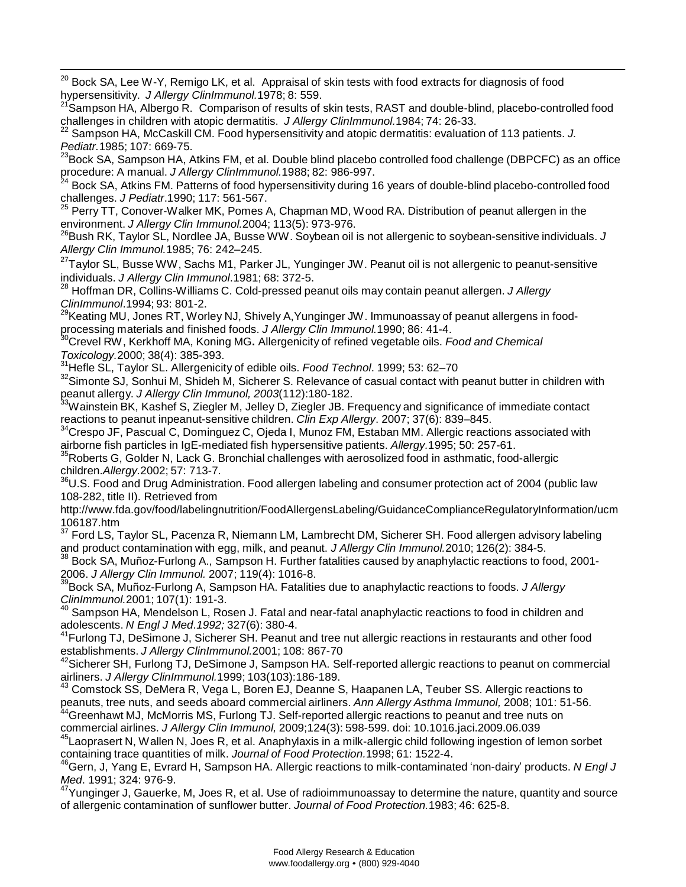[20] Bock SA, Lee W-Y, Remigo LK, et al. Appraisal of skin tests with food extracts for diagnosis of food hypersensitivity. *J Allergy ClinImmunol.*1978; 8: 559.

[21]Sampson HA, Albergo R. Comparison of results of skin tests, RAST and double-blind, placebo-controlled food challenges in children with atopic dermatitis. *J Allergy ClinImmunol.*1984; 74: 26-33.

[22] Sampson HA, McCaskill CM. Food hypersensitivity and atopic dermatitis: evaluation of 113 patients. *J. Pediatr.*1985; 107: 669-75.

[23]Bock SA, Sampson HA, Atkins FM, et al. Double blind placebo controlled food challenge (DBPCFC) as an office procedure: A manual. *J Allergy ClinImmunol.*1988; 82: 986-997.

[24] Bock SA, Atkins FM. Patterns of food hypersensitivity during 16 years of double-blind placebo-controlled food challenges. *J Pediatr*.1990; 117: 561-567.

[25] Perry TT, Conover-Walker MK, Pomes A, Chapman MD, Wood RA. Distribution of peanut allergen in the environment. *J Allergy Clin Immunol.*2004; 113(5): 973-976.

[26]Bush RK, Taylor SL, Nordlee JA, Busse WW. Soybean oil is not allergenic to soybean-sensitive individuals. *J Allergy Clin Immunol.*1985; 76: 242–245.

[27]Taylor SL, Busse WW, Sachs M1, Parker JL, Yunginger JW. Peanut oil is not allergenic to peanut-sensitive individuals. *J Allergy Clin Immunol*.1981; 68: 372-5.

[28] Hoffman DR, Collins-Williams C. Cold-pressed peanut oils may contain peanut allergen. *J Allergy ClinImmunol*.1994; 93: 801-2.

[29]Keating MU, Jones RT, Worley NJ, Shively A,Yunginger JW. Immunoassay of peanut allergens in food-processing materials and finished foods. *J Allergy Clin Immunol.*1990; 86: 41-4.

[30]Crevel RW, Kerkhoff MA, Koning MG**.** Allergenicity of refined vegetable oils. *Food and Chemical Toxicology.*2000; 38(4): 385-393.

[31]Hefle SL, Taylor SL. Allergenicity of edible oils. *Food Technol*. 1999; 53: 62–70

[32]Simonte SJ, Sonhui M, Shideh M, Sicherer S. Relevance of casual contact with peanut butter in children with peanut allergy. *J Allergy Clin Immunol, 2003*(112):180-182.

[33]Wainstein BK, Kashef S, Ziegler M, Jelley D, Ziegler JB. Frequency and significance of immediate contact reactions to peanut inpeanut-sensitive children. *Clin Exp Allergy*. 2007; 37(6): 839–845.

[34]Crespo JF, Pascual C, Dominguez C, Ojeda I, Munoz FM, Estaban MM. Allergic reactions associated with airborne fish particles in IgE-mediated fish hypersensitive patients. *Allergy.*1995; 50: 257-61.

[35]Roberts G, Golder N, Lack G. Bronchial challenges with aerosolized food in asthmatic, food-allergic children.*Allergy.*2002; 57: 713-7.

[36]U.S. Food and Drug Administration. Food allergen labeling and consumer protection act of 2004 (public law 108-282, title II). Retrieved from http://www.fda.gov/food/labelingnutrition/FoodAllergensLabeling/GuidanceComplianceRegulatoryInformation/ucm106187.htm

[37] Ford LS, Taylor SL, Pacenza R, Niemann LM, Lambrecht DM, Sicherer SH. Food allergen advisory labeling and product contamination with egg, milk, and peanut. *J Allergy Clin Immunol.*2010; 126(2): 384-5.

[38] Bock SA, Muñoz-Furlong A., Sampson H. Further fatalities caused by anaphylactic reactions to food, 2001-2006. *J Allergy Clin Immunol.* 2007; 119(4): 1016-8.

[39]Bock SA, Muñoz-Furlong A, Sampson HA. Fatalities due to anaphylactic reactions to foods. *J Allergy ClinImmunol.*2001; 107(1): 191-3.

[40] Sampson HA, Mendelson L, Rosen J. Fatal and near-fatal anaphylactic reactions to food in children and adolescents. *N Engl J Med.1992;* 327(6): 380-4.

[41]Furlong TJ, DeSimone J, Sicherer SH. Peanut and tree nut allergic reactions in restaurants and other food establishments. *J Allergy ClinImmunol.*2001; 108: 867-70

[42]Sicherer SH, Furlong TJ, DeSimone J, Sampson HA. Self-reported allergic reactions to peanut on commercial airliners. *J Allergy ClinImmunol.*1999; 103(103):186-189.

[43] Comstock SS, DeMera R, Vega L, Boren EJ, Deanne S, Haapanen LA, Teuber SS. Allergic reactions to peanuts, tree nuts, and seeds aboard commercial airliners. *Ann Allergy Asthma Immunol,* 2008; 101: 51-56.

[44]Greenhawt MJ, McMorris MS, Furlong TJ. Self-reported allergic reactions to peanut and tree nuts on commercial airlines. *J Allergy Clin Immunol,* 2009;124(3): 598-599. doi: 10.1016.jaci.2009.06.039

[45]Laoprasert N, Wallen N, Joes R, et al. Anaphylaxis in a milk-allergic child following ingestion of lemon sorbet containing trace quantities of milk. *Journal of Food Protection.*1998; 61: 1522-4.

[46]Gern, J, Yang E, Evrard H, Sampson HA. Allergic reactions to milk-contaminated 'non-dairy' products. *N Engl J Med*. 1991; 324: 976-9.

[47]Yunginger J, Gauerke, M, Joes R, et al. Use of radioimmunoassay to determine the nature, quantity and source of allergenic contamination of sunflower butter. *Journal of Food Protection.*1983; 46: 625-8.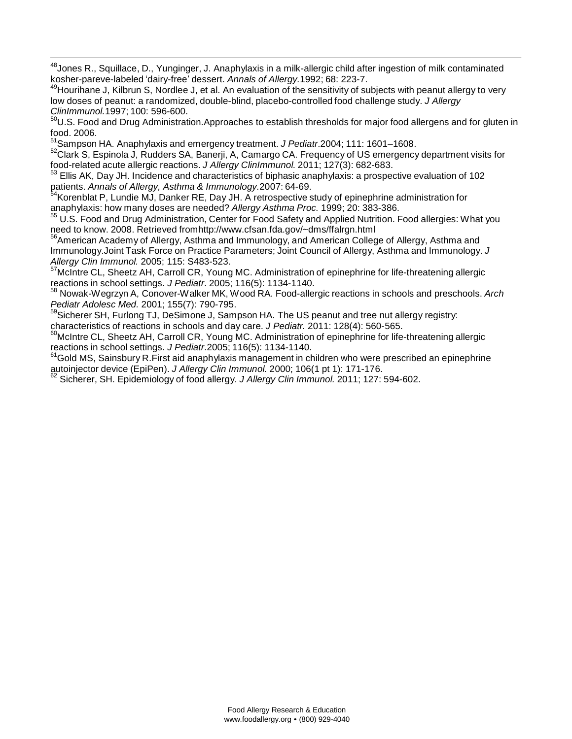[48]Jones R., Squillace, D., Yunginger, J. Anaphylaxis in a milk-allergic child after ingestion of milk contaminated kosher-pareve-labeled 'dairy-free' dessert. *Annals of Allergy.*1992; 68: 223-7.

[49]Hourihane J, Kilbrun S, Nordlee J, et al. An evaluation of the sensitivity of subjects with peanut allergy to very low doses of peanut: a randomized, double-blind, placebo-controlled food challenge study. *J Allergy ClinImmunol.*1997; 100: 596-600.

[50]U.S. Food and Drug Administration.Approaches to establish thresholds for major food allergens and for gluten in food. 2006.

[51]Sampson HA. Anaphylaxis and emergency treatment. *J Pediatr*.2004; 111: 1601–1608.

[52]Clark S, Espinola J, Rudders SA, Banerji, A, Camargo CA. Frequency of US emergency department visits for food-related acute allergic reactions. *J Allergy ClinImmunol.* 2011; 127(3): 682-683.

[53] Ellis AK, Day JH. Incidence and characteristics of biphasic anaphylaxis: a prospective evaluation of 102 patients. *Annals of Allergy, Asthma & Immunology.*2007: 64-69.

[54]Korenblat P, Lundie MJ, Danker RE, Day JH. A retrospective study of epinephrine administration for anaphylaxis: how many doses are needed? *Allergy Asthma Proc.* 1999; 20: 383-386.

[55] U.S. Food and Drug Administration, Center for Food Safety and Applied Nutrition. Food allergies: What you need to know. 2008. Retrieved fromhttp://www.cfsan.fda.gov/~dms/ffalrgn.html

[56]American Academy of Allergy, Asthma and Immunology, and American College of Allergy, Asthma and Immunology.Joint Task Force on Practice Parameters; Joint Council of Allergy, Asthma and Immunology. *J Allergy Clin Immunol.* 2005; 115: S483-523.

[57]McIntre CL, Sheetz AH, Carroll CR, Young MC. Administration of epinephrine for life-threatening allergic reactions in school settings. *J Pediatr*. 2005; 116(5): 1134-1140.

[58] Nowak-Wegrzyn A, Conover-Walker MK, Wood RA. Food-allergic reactions in schools and preschools. *Arch Pediatr Adolesc Med.* 2001; 155(7): 790-795.

[59]Sicherer SH, Furlong TJ, DeSimone J, Sampson HA. The US peanut and tree nut allergy registry: characteristics of reactions in schools and day care. *J Pediatr.* 2011: 128(4): 560-565.

[60]McIntre CL, Sheetz AH, Carroll CR, Young MC. Administration of epinephrine for life-threatening allergic reactions in school settings. *J Pediatr*.2005; 116(5): 1134-1140.

[61]Gold MS, Sainsbury R.First aid anaphylaxis management in children who were prescribed an epinephrine autoinjector device (EpiPen). *J Allergy Clin Immunol.* 2000; 106(1 pt 1): 171-176.

[62] Sicherer, SH. Epidemiology of food allergy. *J Allergy Clin Immunol.* 2011; 127: 594-602.